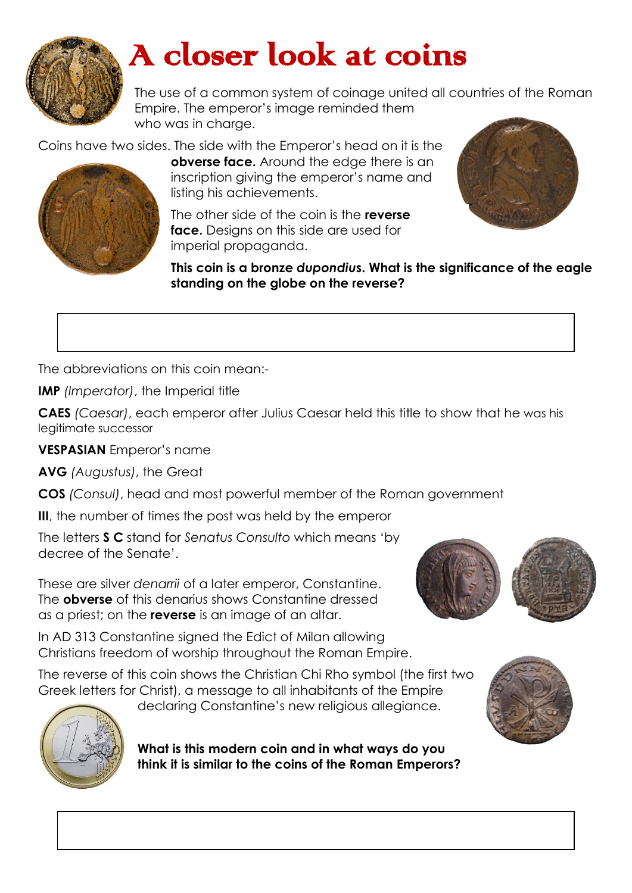# A closer look at coins

The use of a common system of coinage united all countries of the Roman Empire. The emperor's image reminded them who was in charge.

Coins have two sides. The side with the Emperor's head on it is the **obverse face.** Around the edge there is an inscription giving the emperor's name and listing his achievements.

The other side of the coin is the **reverse face.** Designs on this side are used for imperial propaganda.

**This coin is a bronze *dupondius*. What is the significance of the eagle standing on the globe on the reverse?**

The abbreviations on this coin mean:-

**IMP** *(Imperator)*, the Imperial title

**CAES** *(Caesar)*, each emperor after Julius Caesar held this title to show that he was his legitimate successor

**VESPASIAN** Emperor's name

**AVG** *(Augustus)*, the Great

**COS** *(Consul)*, head and most powerful member of the Roman government

**III**, the number of times the post was held by the emperor

The letters **S C** stand for *Senatus Consulto* which means 'by decree of the Senate'.

These are silver *denarrii* of a later emperor, Constantine. The **obverse** of this denarius shows Constantine dressed as a priest; on the **reverse** is an image of an altar.

In AD 313 Constantine signed the Edict of Milan allowing Christians freedom of worship throughout the Roman Empire.

The reverse of this coin shows the Christian Chi Rho symbol (the first two Greek letters for Christ), a message to all inhabitants of the Empire declaring Constantine's new religious allegiance.

**What is this modern coin and in what ways do you think it is similar to the coins of the Roman Emperors?**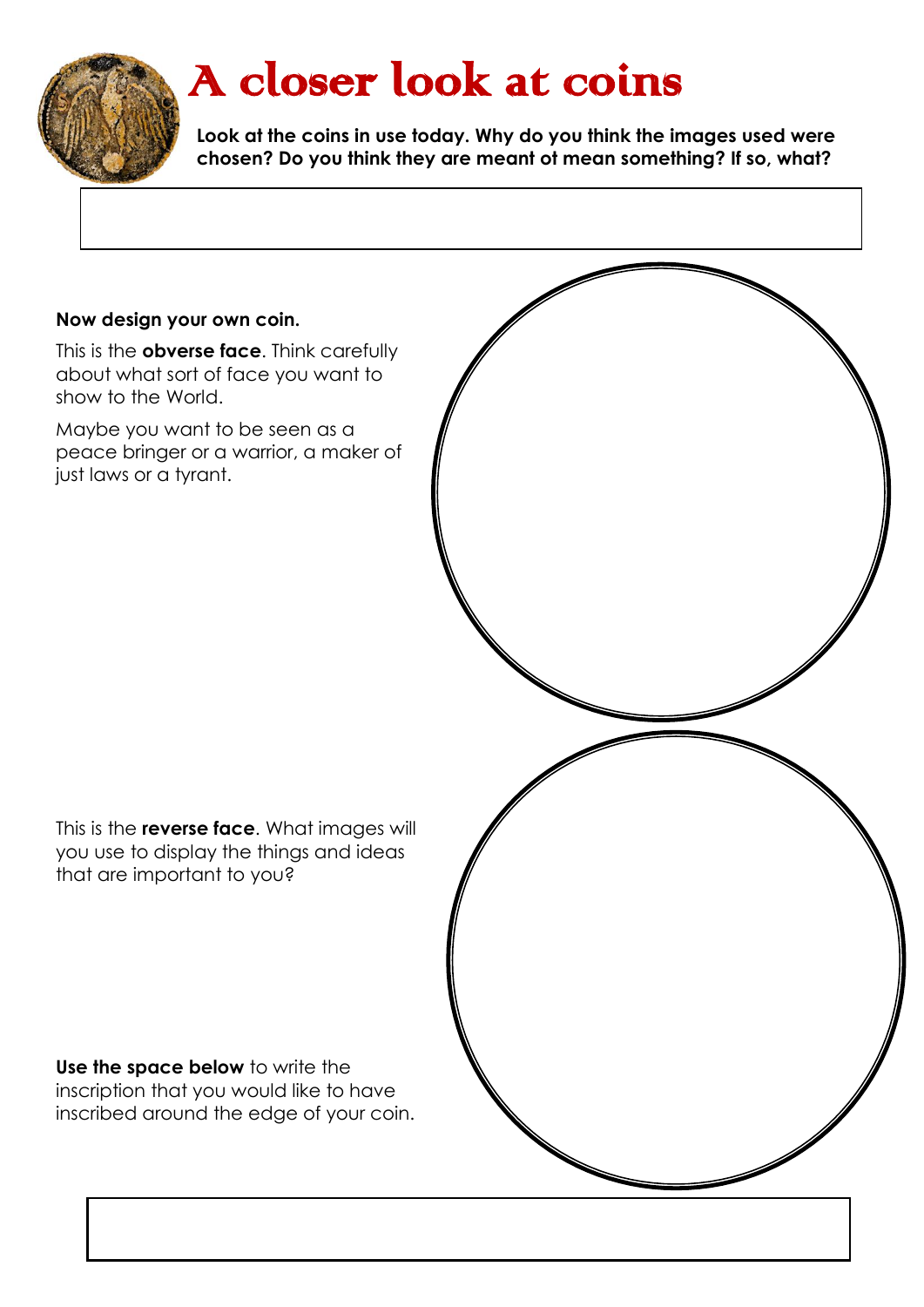# A closer look at coins

**Look at the coins in use today. Why do you think the images used were chosen? Do you think they are meant ot mean something? If so, what?**

**Now design your own coin.**

This is the **obverse face**. Think carefully about what sort of face you want to show to the World.

Maybe you want to be seen as a peace bringer or a warrior, a maker of just laws or a tyrant.

This is the **reverse face**. What images will you use to display the things and ideas that are important to you?

**Use the space below** to write the inscription that you would like to have inscribed around the edge of your coin.